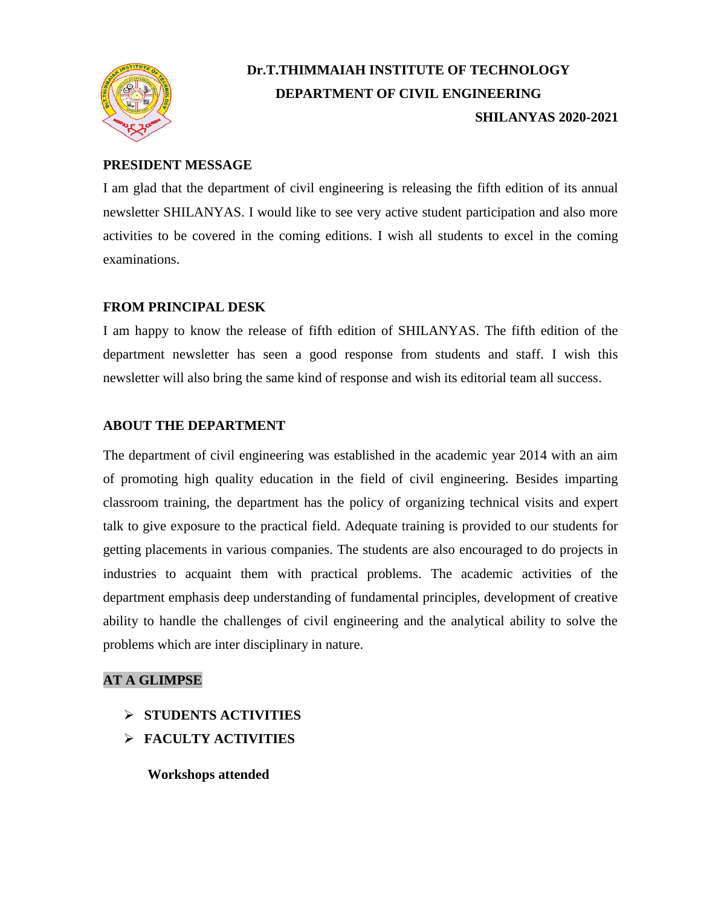# Dr.T.THIMMAIAH INSTITUTE OF TECHNOLOGY

## DEPARTMENT OF CIVIL ENGINEERING

**SHILANYAS 2020-2021**

### PRESIDENT MESSAGE

I am glad that the department of civil engineering is releasing the fifth edition of its annual newsletter SHILANYAS. I would like to see very active student participation and also more activities to be covered in the coming editions. I wish all students to excel in the coming examinations.

### FROM PRINCIPAL DESK

I am happy to know the release of fifth edition of SHILANYAS. The fifth edition of the department newsletter has seen a good response from students and staff. I wish this newsletter will also bring the same kind of response and wish its editorial team all success.

### ABOUT THE DEPARTMENT

The department of civil engineering was established in the academic year 2014 with an aim of promoting high quality education in the field of civil engineering. Besides imparting classroom training, the department has the policy of organizing technical visits and expert talk to give exposure to the practical field. Adequate training is provided to our students for getting placements in various companies. The students are also encouraged to do projects in industries to acquaint them with practical problems. The academic activities of the department emphasis deep understanding of fundamental principles, development of creative ability to handle the challenges of civil engineering and the analytical ability to solve the problems which are inter disciplinary in nature.

### AT A GLIMPSE

- **STUDENTS ACTIVITIES**
- **FACULTY ACTIVITIES**

**Workshops attended**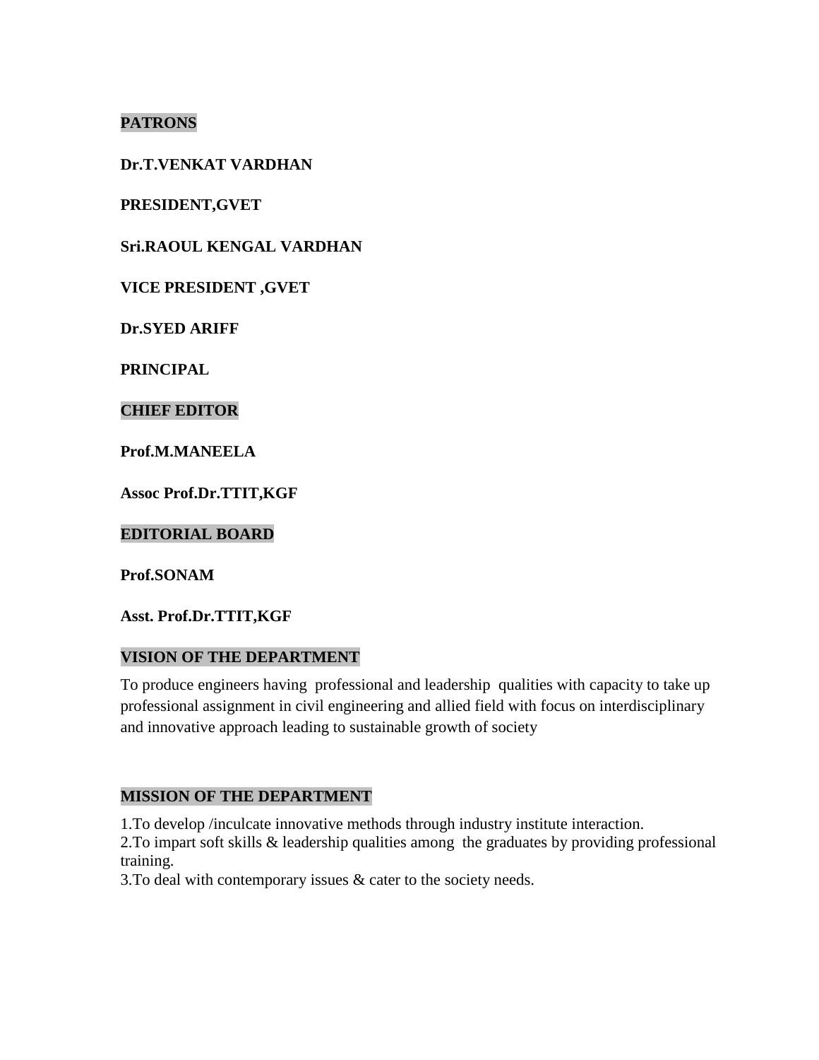## PATRONS

**Dr.T.VENKAT VARDHAN**

**PRESIDENT,GVET**

**Sri.RAOUL KENGAL VARDHAN**

**VICE PRESIDENT ,GVET**

**Dr.SYED ARIFF**

**PRINCIPAL**

## CHIEF EDITOR

**Prof.M.MANEELA**

**Assoc Prof.Dr.TTIT,KGF**

## EDITORIAL BOARD

**Prof.SONAM**

**Asst. Prof.Dr.TTIT,KGF**

## VISION OF THE DEPARTMENT

To produce engineers having professional and leadership qualities with capacity to take up professional assignment in civil engineering and allied field with focus on interdisciplinary and innovative approach leading to sustainable growth of society

## MISSION OF THE DEPARTMENT

1.To develop /inculcate innovative methods through industry institute interaction.
2.To impart soft skills & leadership qualities among the graduates by providing professional training.
3.To deal with contemporary issues & cater to the society needs.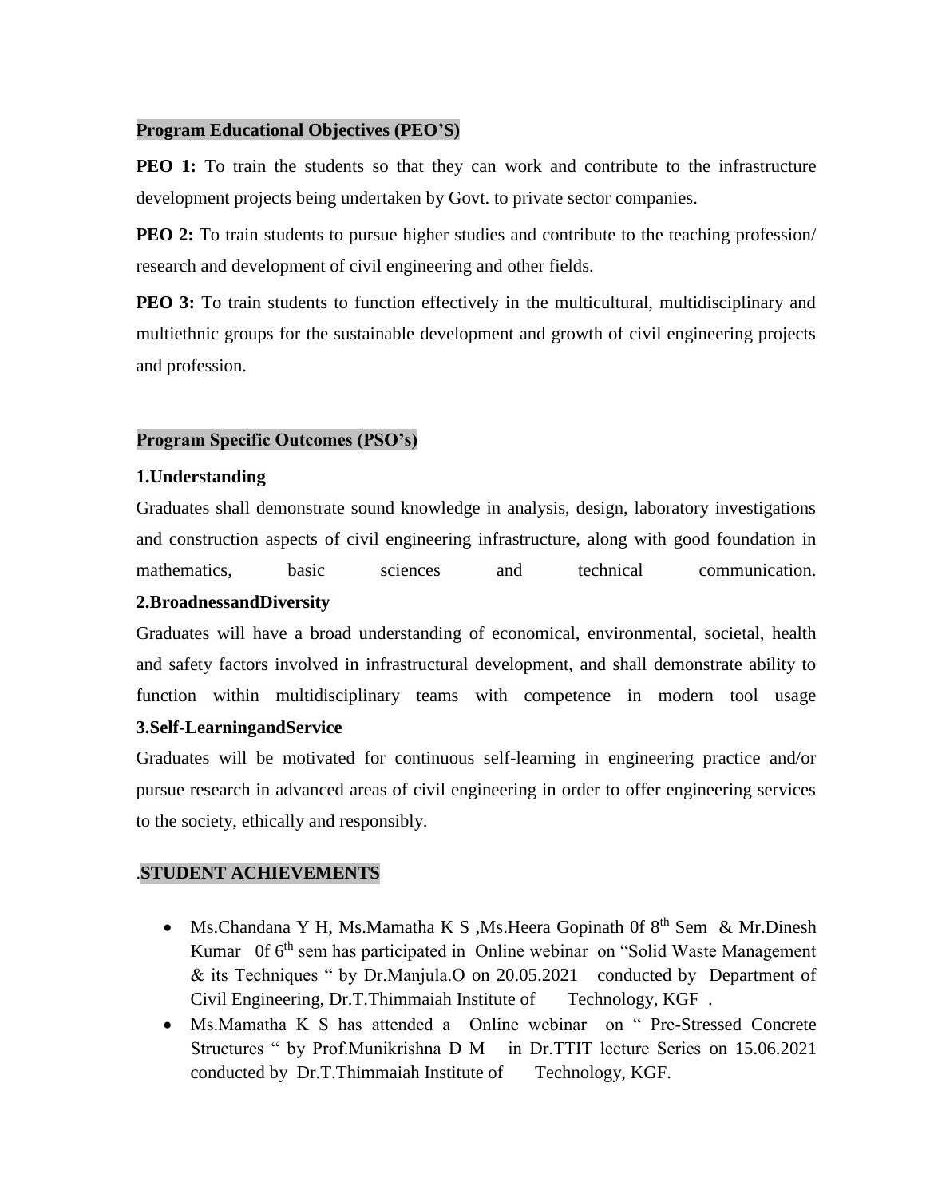## Program Educational Objectives (PEO'S)

**PEO 1:** To train the students so that they can work and contribute to the infrastructure development projects being undertaken by Govt. to private sector companies.

**PEO 2:** To train students to pursue higher studies and contribute to the teaching profession/ research and development of civil engineering and other fields.

**PEO 3:** To train students to function effectively in the multicultural, multidisciplinary and multiethnic groups for the sustainable development and growth of civil engineering projects and profession.

## Program Specific Outcomes (PSO's)

**1.Understanding**

Graduates shall demonstrate sound knowledge in analysis, design, laboratory investigations and construction aspects of civil engineering infrastructure, along with good foundation in mathematics, basic sciences and technical communication.

**2.BroadnessandDiversity**

Graduates will have a broad understanding of economical, environmental, societal, health and safety factors involved in infrastructural development, and shall demonstrate ability to function within multidisciplinary teams with competence in modern tool usage

**3.Self-LearningandService**

Graduates will be motivated for continuous self-learning in engineering practice and/or pursue research in advanced areas of civil engineering in order to offer engineering services to the society, ethically and responsibly.

## .STUDENT ACHIEVEMENTS

- Ms.Chandana Y H, Ms.Mamatha K S ,Ms.Heera Gopinath 0f 8th Sem & Mr.Dinesh Kumar 0f 6th sem has participated in Online webinar on "Solid Waste Management & its Techniques " by Dr.Manjula.O on 20.05.2021 conducted by Department of Civil Engineering, Dr.T.Thimmaiah Institute of Technology, KGF .
- Ms.Mamatha K S has attended a Online webinar on " Pre-Stressed Concrete Structures " by Prof.Munikrishna D M in Dr.TTIT lecture Series on 15.06.2021 conducted by Dr.T.Thimmaiah Institute of Technology, KGF.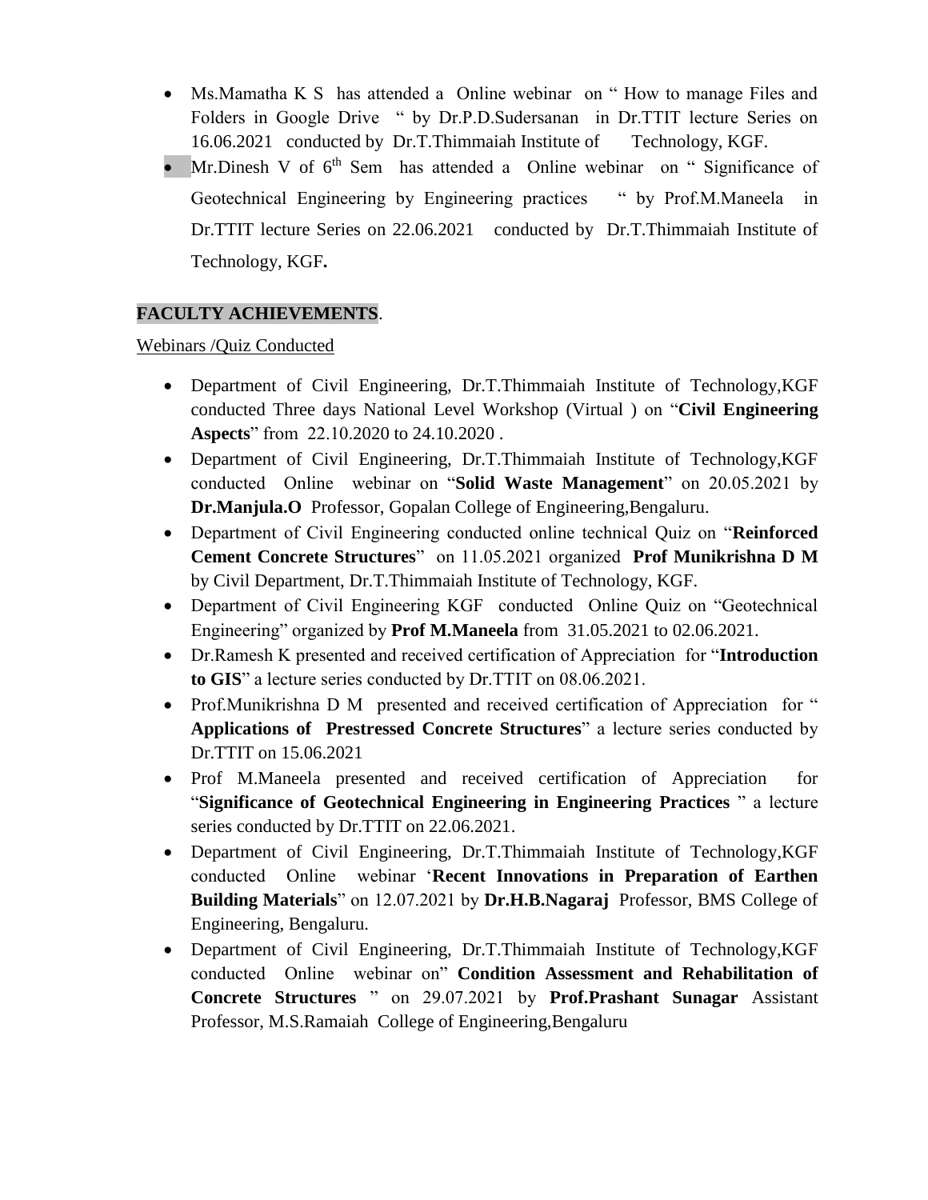- Ms.Mamatha K S has attended a Online webinar on " How to manage Files and Folders in Google Drive " by Dr.P.D.Sudersanan in Dr.TTIT lecture Series on 16.06.2021 conducted by Dr.T.Thimmaiah Institute of Technology, KGF.
- Mr.Dinesh V of 6th Sem has attended a Online webinar on " Significance of Geotechnical Engineering by Engineering practices " by Prof.M.Maneela in Dr.TTIT lecture Series on 22.06.2021 conducted by Dr.T.Thimmaiah Institute of Technology, KGF**.**

**FACULTY ACHIEVEMENTS**.

Webinars /Quiz Conducted

- Department of Civil Engineering, Dr.T.Thimmaiah Institute of Technology,KGF conducted Three days National Level Workshop (Virtual ) on "**Civil Engineering Aspects**" from 22.10.2020 to 24.10.2020 .
- Department of Civil Engineering, Dr.T.Thimmaiah Institute of Technology,KGF conducted Online webinar on "**Solid Waste Management**" on 20.05.2021 by **Dr.Manjula.O** Professor, Gopalan College of Engineering,Bengaluru.
- Department of Civil Engineering conducted online technical Quiz on "**Reinforced Cement Concrete Structures**" on 11.05.2021 organized **Prof Munikrishna D M** by Civil Department, Dr.T.Thimmaiah Institute of Technology, KGF.
- Department of Civil Engineering KGF conducted Online Quiz on "Geotechnical Engineering" organized by **Prof M.Maneela** from 31.05.2021 to 02.06.2021.
- Dr.Ramesh K presented and received certification of Appreciation for "**Introduction to GIS**" a lecture series conducted by Dr.TTIT on 08.06.2021.
- Prof.Munikrishna D M presented and received certification of Appreciation for " **Applications of Prestressed Concrete Structures**" a lecture series conducted by Dr.TTIT on 15.06.2021
- Prof M.Maneela presented and received certification of Appreciation for "**Significance of Geotechnical Engineering in Engineering Practices** " a lecture series conducted by Dr.TTIT on 22.06.2021.
- Department of Civil Engineering, Dr.T.Thimmaiah Institute of Technology,KGF conducted Online webinar '**Recent Innovations in Preparation of Earthen Building Materials**" on 12.07.2021 by **Dr.H.B.Nagaraj** Professor, BMS College of Engineering, Bengaluru.
- Department of Civil Engineering, Dr.T.Thimmaiah Institute of Technology,KGF conducted Online webinar on" **Condition Assessment and Rehabilitation of Concrete Structures** " on 29.07.2021 by **Prof.Prashant Sunagar** Assistant Professor, M.S.Ramaiah College of Engineering,Bengaluru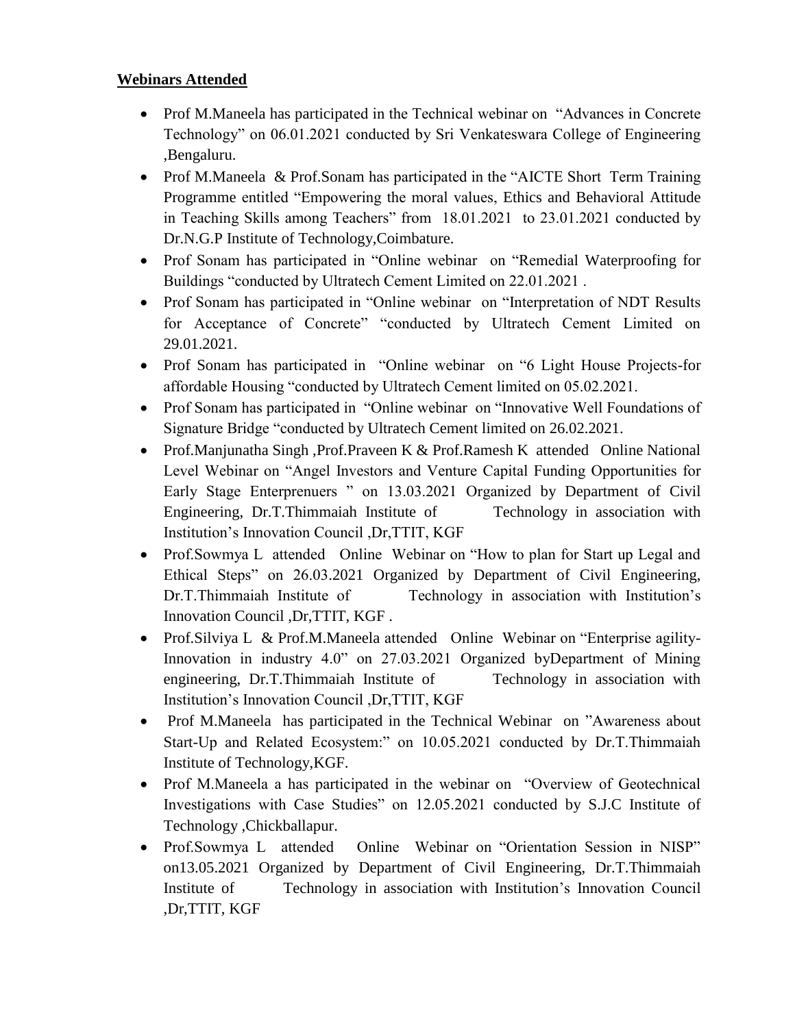**Webinars Attended**

- Prof M.Maneela has participated in the Technical webinar on "Advances in Concrete Technology" on 06.01.2021 conducted by Sri Venkateswara College of Engineering ,Bengaluru.
- Prof M.Maneela & Prof.Sonam has participated in the "AICTE Short Term Training Programme entitled "Empowering the moral values, Ethics and Behavioral Attitude in Teaching Skills among Teachers" from 18.01.2021 to 23.01.2021 conducted by Dr.N.G.P Institute of Technology,Coimbature.
- Prof Sonam has participated in "Online webinar on "Remedial Waterproofing for Buildings "conducted by Ultratech Cement Limited on 22.01.2021 .
- Prof Sonam has participated in "Online webinar on "Interpretation of NDT Results for Acceptance of Concrete" "conducted by Ultratech Cement Limited on 29.01.2021.
- Prof Sonam has participated in "Online webinar on "6 Light House Projects-for affordable Housing "conducted by Ultratech Cement limited on 05.02.2021.
- Prof Sonam has participated in "Online webinar on "Innovative Well Foundations of Signature Bridge "conducted by Ultratech Cement limited on 26.02.2021.
- Prof.Manjunatha Singh ,Prof.Praveen K & Prof.Ramesh K attended Online National Level Webinar on "Angel Investors and Venture Capital Funding Opportunities for Early Stage Enterprenuers " on 13.03.2021 Organized by Department of Civil Engineering, Dr.T.Thimmaiah Institute of Technology in association with Institution's Innovation Council ,Dr,TTIT, KGF
- Prof.Sowmya L attended Online Webinar on "How to plan for Start up Legal and Ethical Steps" on 26.03.2021 Organized by Department of Civil Engineering, Dr.T.Thimmaiah Institute of Technology in association with Institution's Innovation Council ,Dr,TTIT, KGF .
- Prof.Silviya L & Prof.M.Maneela attended Online Webinar on "Enterprise agility-Innovation in industry 4.0" on 27.03.2021 Organized byDepartment of Mining engineering, Dr.T.Thimmaiah Institute of Technology in association with Institution's Innovation Council ,Dr,TTIT, KGF
- Prof M.Maneela has participated in the Technical Webinar on "Awareness about Start-Up and Related Ecosystem:" on 10.05.2021 conducted by Dr.T.Thimmaiah Institute of Technology,KGF.
- Prof M.Maneela a has participated in the webinar on "Overview of Geotechnical Investigations with Case Studies" on 12.05.2021 conducted by S.J.C Institute of Technology ,Chickballapur.
- Prof.Sowmya L attended Online Webinar on "Orientation Session in NISP" on13.05.2021 Organized by Department of Civil Engineering, Dr.T.Thimmaiah Institute of Technology in association with Institution's Innovation Council ,Dr,TTIT, KGF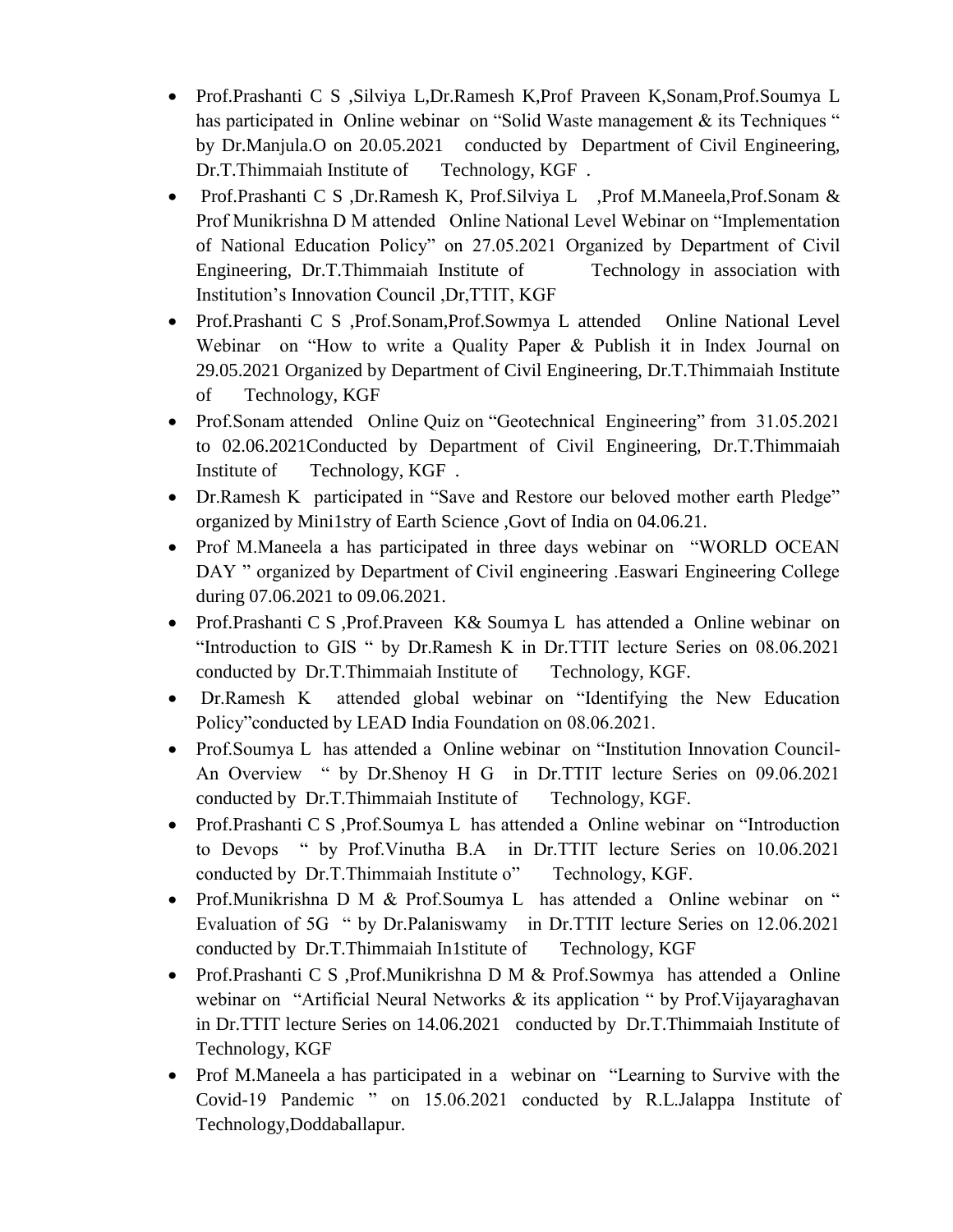- Prof.Prashanti C S ,Silviya L,Dr.Ramesh K,Prof Praveen K,Sonam,Prof.Soumya L has participated in Online webinar on "Solid Waste management & its Techniques " by Dr.Manjula.O on 20.05.2021 conducted by Department of Civil Engineering, Dr.T.Thimmaiah Institute of Technology, KGF .
- Prof.Prashanti C S ,Dr.Ramesh K, Prof.Silviya L ,Prof M.Maneela,Prof.Sonam & Prof Munikrishna D M attended Online National Level Webinar on "Implementation of National Education Policy" on 27.05.2021 Organized by Department of Civil Engineering, Dr.T.Thimmaiah Institute of Technology in association with Institution's Innovation Council ,Dr,TTIT, KGF
- Prof.Prashanti C S ,Prof.Sonam,Prof.Sowmya L attended Online National Level Webinar on "How to write a Quality Paper & Publish it in Index Journal on 29.05.2021 Organized by Department of Civil Engineering, Dr.T.Thimmaiah Institute of Technology, KGF
- Prof.Sonam attended Online Quiz on "Geotechnical Engineering" from 31.05.2021 to 02.06.2021Conducted by Department of Civil Engineering, Dr.T.Thimmaiah Institute of Technology, KGF .
- Dr.Ramesh K participated in "Save and Restore our beloved mother earth Pledge" organized by Mini1stry of Earth Science ,Govt of India on 04.06.21.
- Prof M.Maneela a has participated in three days webinar on "WORLD OCEAN DAY " organized by Department of Civil engineering .Easwari Engineering College during 07.06.2021 to 09.06.2021.
- Prof.Prashanti C S ,Prof.Praveen K& Soumya L has attended a Online webinar on "Introduction to GIS " by Dr.Ramesh K in Dr.TTIT lecture Series on 08.06.2021 conducted by Dr.T.Thimmaiah Institute of Technology, KGF.
- Dr.Ramesh K attended global webinar on "Identifying the New Education Policy"conducted by LEAD India Foundation on 08.06.2021.
- Prof.Soumya L has attended a Online webinar on "Institution Innovation Council-An Overview " by Dr.Shenoy H G in Dr.TTIT lecture Series on 09.06.2021 conducted by Dr.T.Thimmaiah Institute of Technology, KGF.
- Prof.Prashanti C S ,Prof.Soumya L has attended a Online webinar on "Introduction to Devops " by Prof.Vinutha B.A in Dr.TTIT lecture Series on 10.06.2021 conducted by Dr.T.Thimmaiah Institute o" Technology, KGF.
- Prof.Munikrishna D M & Prof.Soumya L has attended a Online webinar on " Evaluation of 5G " by Dr.Palaniswamy in Dr.TTIT lecture Series on 12.06.2021 conducted by Dr.T.Thimmaiah In1stitute of Technology, KGF
- Prof.Prashanti C S ,Prof.Munikrishna D M & Prof.Sowmya has attended a Online webinar on "Artificial Neural Networks & its application " by Prof.Vijayaraghavan in Dr.TTIT lecture Series on 14.06.2021 conducted by Dr.T.Thimmaiah Institute of Technology, KGF
- Prof M.Maneela a has participated in a webinar on "Learning to Survive with the Covid-19 Pandemic " on 15.06.2021 conducted by R.L.Jalappa Institute of Technology,Doddaballapur.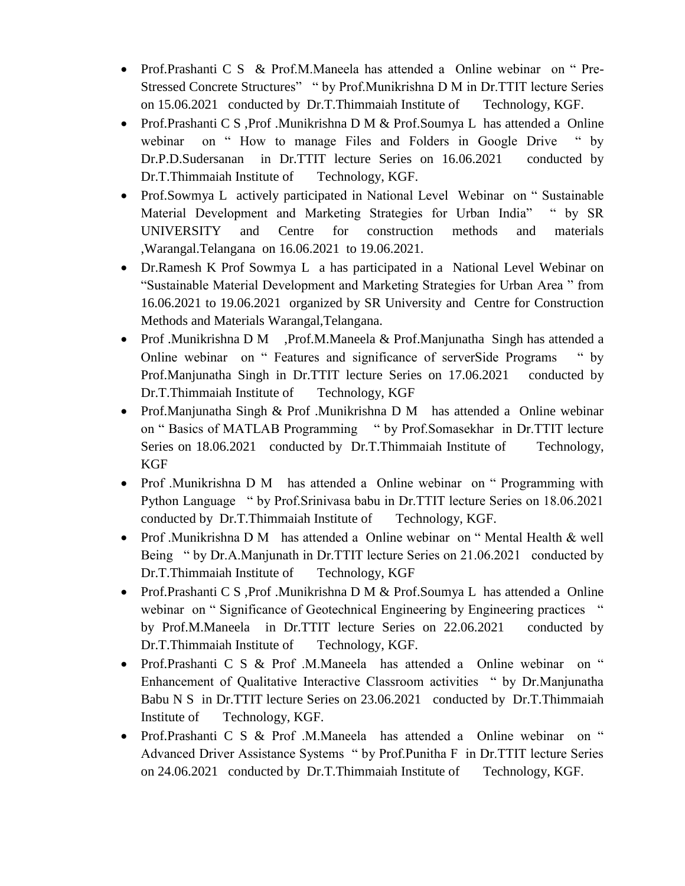- Prof.Prashanti C S & Prof.M.Maneela has attended a Online webinar on " Pre-Stressed Concrete Structures" " by Prof.Munikrishna D M in Dr.TTIT lecture Series on 15.06.2021 conducted by Dr.T.Thimmaiah Institute of Technology, KGF.
- Prof.Prashanti C S ,Prof .Munikrishna D M & Prof.Soumya L has attended a Online webinar on " How to manage Files and Folders in Google Drive " by Dr.P.D.Sudersanan in Dr.TTIT lecture Series on 16.06.2021 conducted by Dr.T.Thimmaiah Institute of Technology, KGF.
- Prof.Sowmya L actively participated in National Level Webinar on " Sustainable Material Development and Marketing Strategies for Urban India" " by SR UNIVERSITY and Centre for construction methods and materials ,Warangal.Telangana on 16.06.2021 to 19.06.2021.
- Dr.Ramesh K Prof Sowmya L a has participated in a National Level Webinar on "Sustainable Material Development and Marketing Strategies for Urban Area " from 16.06.2021 to 19.06.2021 organized by SR University and Centre for Construction Methods and Materials Warangal,Telangana.
- Prof .Munikrishna D M ,Prof.M.Maneela & Prof.Manjunatha Singh has attended a Online webinar on " Features and significance of serverSide Programs " by Prof.Manjunatha Singh in Dr.TTIT lecture Series on 17.06.2021 conducted by Dr.T.Thimmaiah Institute of Technology, KGF
- Prof.Manjunatha Singh & Prof .Munikrishna D M has attended a Online webinar on " Basics of MATLAB Programming " by Prof.Somasekhar in Dr.TTIT lecture Series on 18.06.2021 conducted by Dr.T.Thimmaiah Institute of Technology, KGF
- Prof .Munikrishna D M has attended a Online webinar on " Programming with Python Language " by Prof.Srinivasa babu in Dr.TTIT lecture Series on 18.06.2021 conducted by Dr.T.Thimmaiah Institute of Technology, KGF.
- Prof .Munikrishna D M has attended a Online webinar on " Mental Health & well Being " by Dr.A.Manjunath in Dr.TTIT lecture Series on 21.06.2021 conducted by Dr.T.Thimmaiah Institute of Technology, KGF
- Prof.Prashanti C S ,Prof .Munikrishna D M & Prof.Soumya L has attended a Online webinar on " Significance of Geotechnical Engineering by Engineering practices " by Prof.M.Maneela in Dr.TTIT lecture Series on 22.06.2021 conducted by Dr.T.Thimmaiah Institute of Technology, KGF.
- Prof.Prashanti C S & Prof .M.Maneela has attended a Online webinar on " Enhancement of Qualitative Interactive Classroom activities " by Dr.Manjunatha Babu N S in Dr.TTIT lecture Series on 23.06.2021 conducted by Dr.T.Thimmaiah Institute of Technology, KGF.
- Prof.Prashanti C S & Prof .M.Maneela has attended a Online webinar on " Advanced Driver Assistance Systems " by Prof.Punitha F in Dr.TTIT lecture Series on 24.06.2021 conducted by Dr.T.Thimmaiah Institute of Technology, KGF.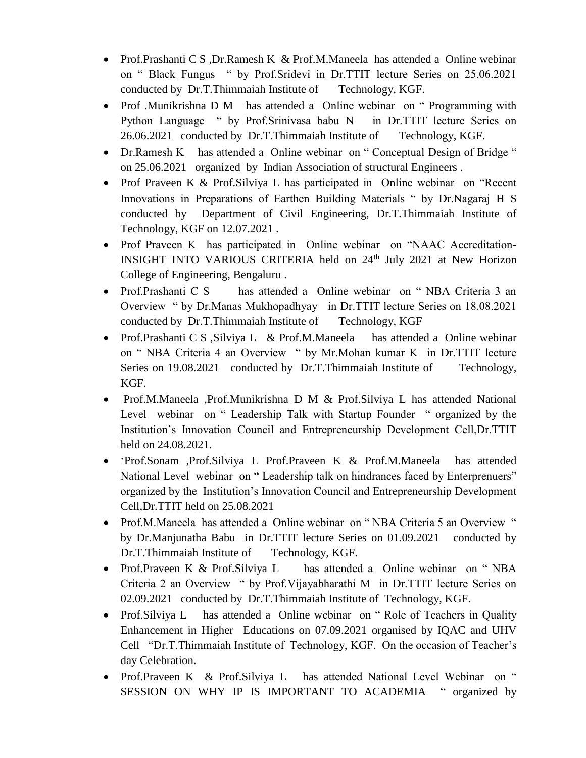- Prof.Prashanti C S ,Dr.Ramesh K & Prof.M.Maneela has attended a Online webinar on " Black Fungus " by Prof.Sridevi in Dr.TTIT lecture Series on 25.06.2021 conducted by Dr.T.Thimmaiah Institute of Technology, KGF.
- Prof .Munikrishna D M has attended a Online webinar on " Programming with Python Language " by Prof.Srinivasa babu N in Dr.TTIT lecture Series on 26.06.2021 conducted by Dr.T.Thimmaiah Institute of Technology, KGF.
- Dr.Ramesh K has attended a Online webinar on " Conceptual Design of Bridge " on 25.06.2021 organized by Indian Association of structural Engineers .
- Prof Praveen K & Prof.Silviya L has participated in Online webinar on "Recent Innovations in Preparations of Earthen Building Materials " by Dr.Nagaraj H S conducted by Department of Civil Engineering, Dr.T.Thimmaiah Institute of Technology, KGF on 12.07.2021 .
- Prof Praveen K has participated in Online webinar on "NAAC Accreditation-INSIGHT INTO VARIOUS CRITERIA held on 24th July 2021 at New Horizon College of Engineering, Bengaluru .
- Prof.Prashanti C S has attended a Online webinar on " NBA Criteria 3 an Overview " by Dr.Manas Mukhopadhyay in Dr.TTIT lecture Series on 18.08.2021 conducted by Dr.T.Thimmaiah Institute of Technology, KGF
- Prof.Prashanti C S ,Silviya L & Prof.M.Maneela has attended a Online webinar on " NBA Criteria 4 an Overview " by Mr.Mohan kumar K in Dr.TTIT lecture Series on 19.08.2021 conducted by Dr.T.Thimmaiah Institute of Technology, KGF.
- Prof.M.Maneela ,Prof.Munikrishna D M & Prof.Silviya L has attended National Level webinar on " Leadership Talk with Startup Founder " organized by the Institution's Innovation Council and Entrepreneurship Development Cell,Dr.TTIT held on 24.08.2021.
- 'Prof.Sonam ,Prof.Silviya L Prof.Praveen K & Prof.M.Maneela has attended National Level webinar on " Leadership talk on hindrances faced by Enterprenuers" organized by the Institution's Innovation Council and Entrepreneurship Development Cell,Dr.TTIT held on 25.08.2021
- Prof.M.Maneela has attended a Online webinar on " NBA Criteria 5 an Overview " by Dr.Manjunatha Babu in Dr.TTIT lecture Series on 01.09.2021 conducted by Dr.T.Thimmaiah Institute of Technology, KGF.
- Prof.Praveen K & Prof.Silviya L has attended a Online webinar on " NBA Criteria 2 an Overview " by Prof.Vijayabharathi M in Dr.TTIT lecture Series on 02.09.2021 conducted by Dr.T.Thimmaiah Institute of Technology, KGF.
- Prof.Silviya L has attended a Online webinar on " Role of Teachers in Quality Enhancement in Higher Educations on 07.09.2021 organised by IQAC and UHV Cell "Dr.T.Thimmaiah Institute of Technology, KGF. On the occasion of Teacher's day Celebration.
- Prof.Praveen K & Prof.Silviya L has attended National Level Webinar on " SESSION ON WHY IP IS IMPORTANT TO ACADEMIA " organized by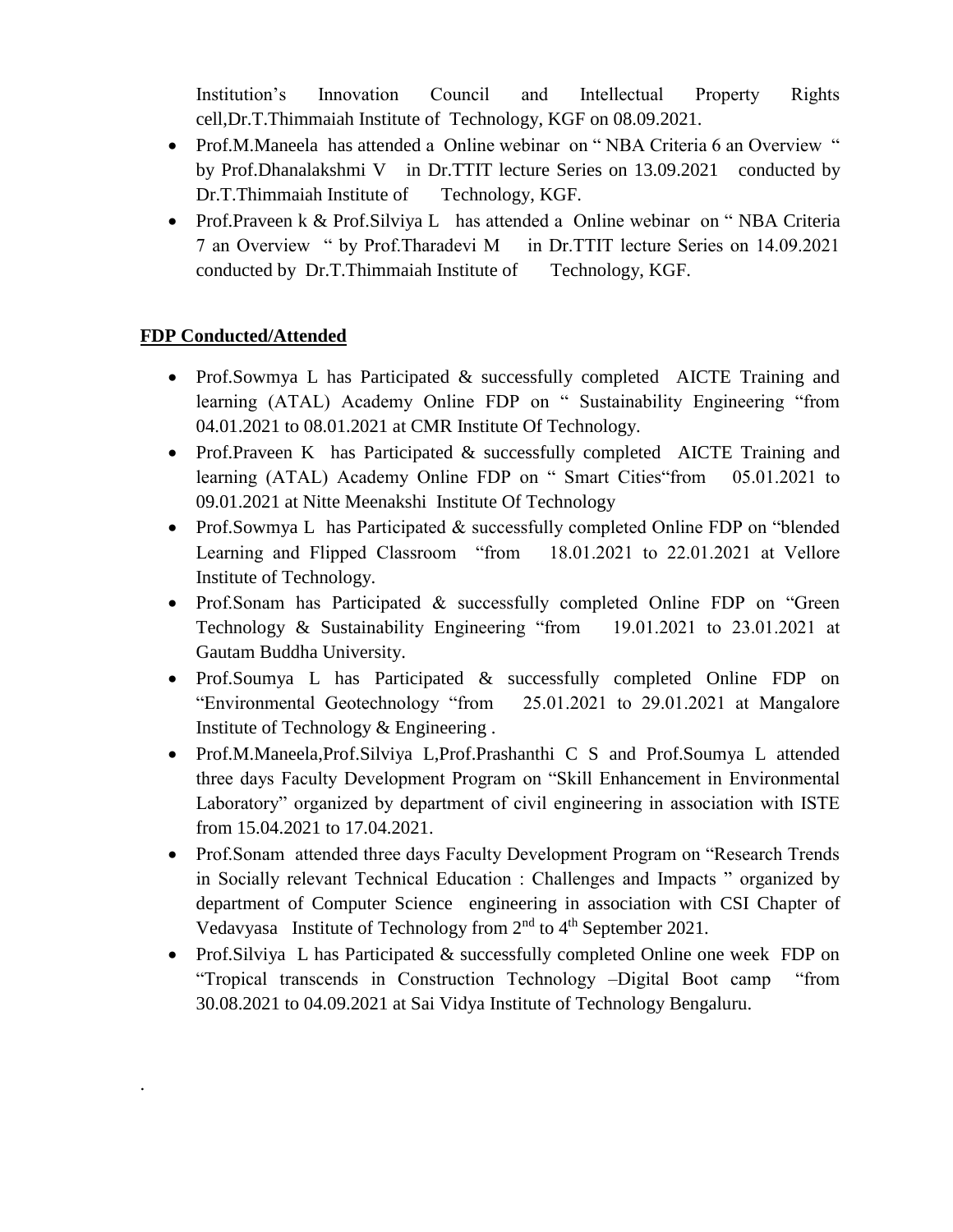Institution's Innovation Council and Intellectual Property Rights cell,Dr.T.Thimmaiah Institute of Technology, KGF on 08.09.2021.

- Prof.M.Maneela has attended a Online webinar on " NBA Criteria 6 an Overview " by Prof.Dhanalakshmi V in Dr.TTIT lecture Series on 13.09.2021 conducted by Dr.T.Thimmaiah Institute of Technology, KGF.
- Prof.Praveen k & Prof.Silviya L has attended a Online webinar on " NBA Criteria 7 an Overview " by Prof.Tharadevi M in Dr.TTIT lecture Series on 14.09.2021 conducted by Dr.T.Thimmaiah Institute of Technology, KGF.

**FDP Conducted/Attended**

- Prof.Sowmya L has Participated & successfully completed AICTE Training and learning (ATAL) Academy Online FDP on " Sustainability Engineering "from 04.01.2021 to 08.01.2021 at CMR Institute Of Technology.
- Prof.Praveen K has Participated & successfully completed AICTE Training and learning (ATAL) Academy Online FDP on " Smart Cities"from 05.01.2021 to 09.01.2021 at Nitte Meenakshi Institute Of Technology
- Prof.Sowmya L has Participated & successfully completed Online FDP on "blended Learning and Flipped Classroom "from 18.01.2021 to 22.01.2021 at Vellore Institute of Technology.
- Prof.Sonam has Participated & successfully completed Online FDP on "Green Technology & Sustainability Engineering "from 19.01.2021 to 23.01.2021 at Gautam Buddha University.
- Prof.Soumya L has Participated & successfully completed Online FDP on "Environmental Geotechnology "from 25.01.2021 to 29.01.2021 at Mangalore Institute of Technology & Engineering .
- Prof.M.Maneela,Prof.Silviya L,Prof.Prashanthi C S and Prof.Soumya L attended three days Faculty Development Program on "Skill Enhancement in Environmental Laboratory" organized by department of civil engineering in association with ISTE from 15.04.2021 to 17.04.2021.
- Prof.Sonam attended three days Faculty Development Program on "Research Trends in Socially relevant Technical Education : Challenges and Impacts " organized by department of Computer Science engineering in association with CSI Chapter of Vedavyasa Institute of Technology from 2nd to 4th September 2021.
- Prof.Silviya L has Participated & successfully completed Online one week FDP on "Tropical transcends in Construction Technology –Digital Boot camp "from 30.08.2021 to 04.09.2021 at Sai Vidya Institute of Technology Bengaluru.

.